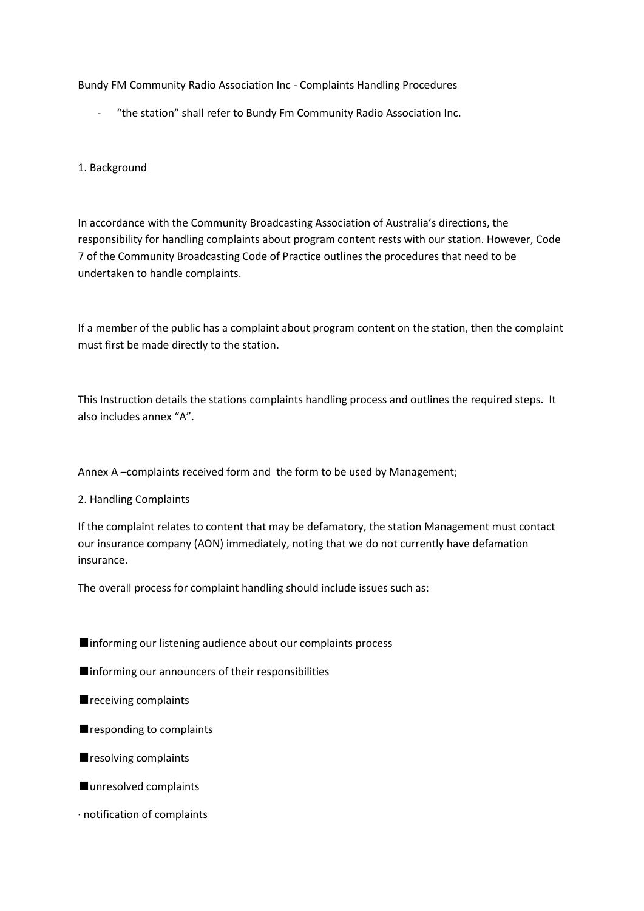Bundy FM Community Radio Association Inc - Complaints Handling Procedures

- "the station" shall refer to Bundy Fm Community Radio Association Inc.

## 1. Background

In accordance with the Community Broadcasting Association of Australia's directions, the responsibility for handling complaints about program content rests with our station. However, Code 7 of the Community Broadcasting Code of Practice outlines the procedures that need to be undertaken to handle complaints.

If a member of the public has a complaint about program content on the station, then the complaint must first be made directly to the station.

This Instruction details the stations complaints handling process and outlines the required steps. It also includes annex "A".

Annex A –complaints received form and the form to be used by Management;

## 2. Handling Complaints

If the complaint relates to content that may be defamatory, the station Management must contact our insurance company (AON) immediately, noting that we do not currently have defamation insurance.

The overall process for complaint handling should include issues such as:

- informing our listening audience about our complaints process
- informing our announcers of their responsibilities
- receiving complaints
- responding to complaints
- resolving complaints
- unresolved complaints
- notification of complaints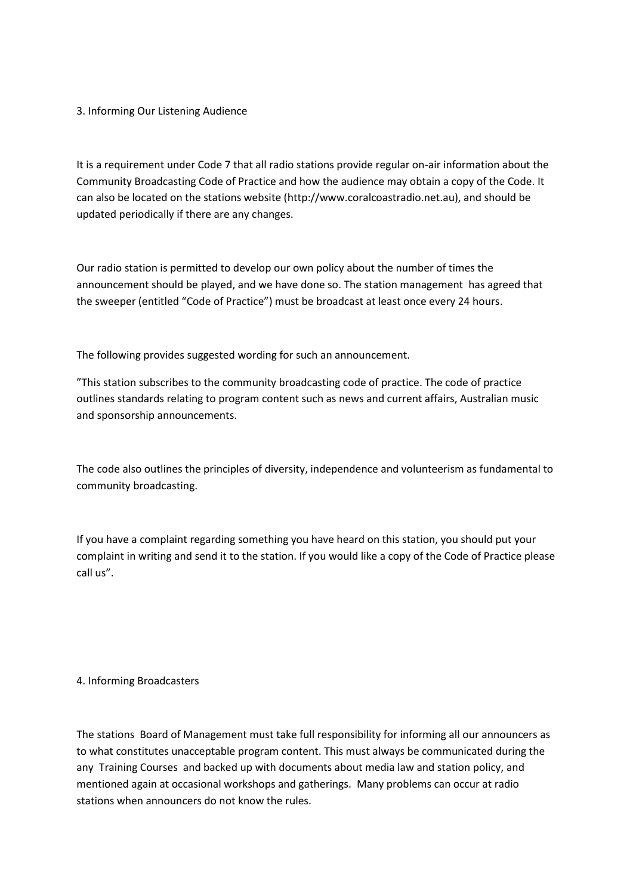## 3. Informing Our Listening Audience

It is a requirement under Code 7 that all radio stations provide regular on-air information about the Community Broadcasting Code of Practice and how the audience may obtain a copy of the Code. It can also be located on the stations website (http://www.coralcoastradio.net.au), and should be updated periodically if there are any changes.

Our radio station is permitted to develop our own policy about the number of times the announcement should be played, and we have done so. The station management has agreed that the sweeper (entitled "Code of Practice") must be broadcast at least once every 24 hours.

The following provides suggested wording for such an announcement.

"This station subscribes to the community broadcasting code of practice. The code of practice outlines standards relating to program content such as news and current affairs, Australian music and sponsorship announcements.

The code also outlines the principles of diversity, independence and volunteerism as fundamental to community broadcasting.

If you have a complaint regarding something you have heard on this station, you should put your complaint in writing and send it to the station. If you would like a copy of the Code of Practice please call us".

## 4. Informing Broadcasters

The stations Board of Management must take full responsibility for informing all our announcers as to what constitutes unacceptable program content. This must always be communicated during the any Training Courses and backed up with documents about media law and station policy, and mentioned again at occasional workshops and gatherings. Many problems can occur at radio stations when announcers do not know the rules.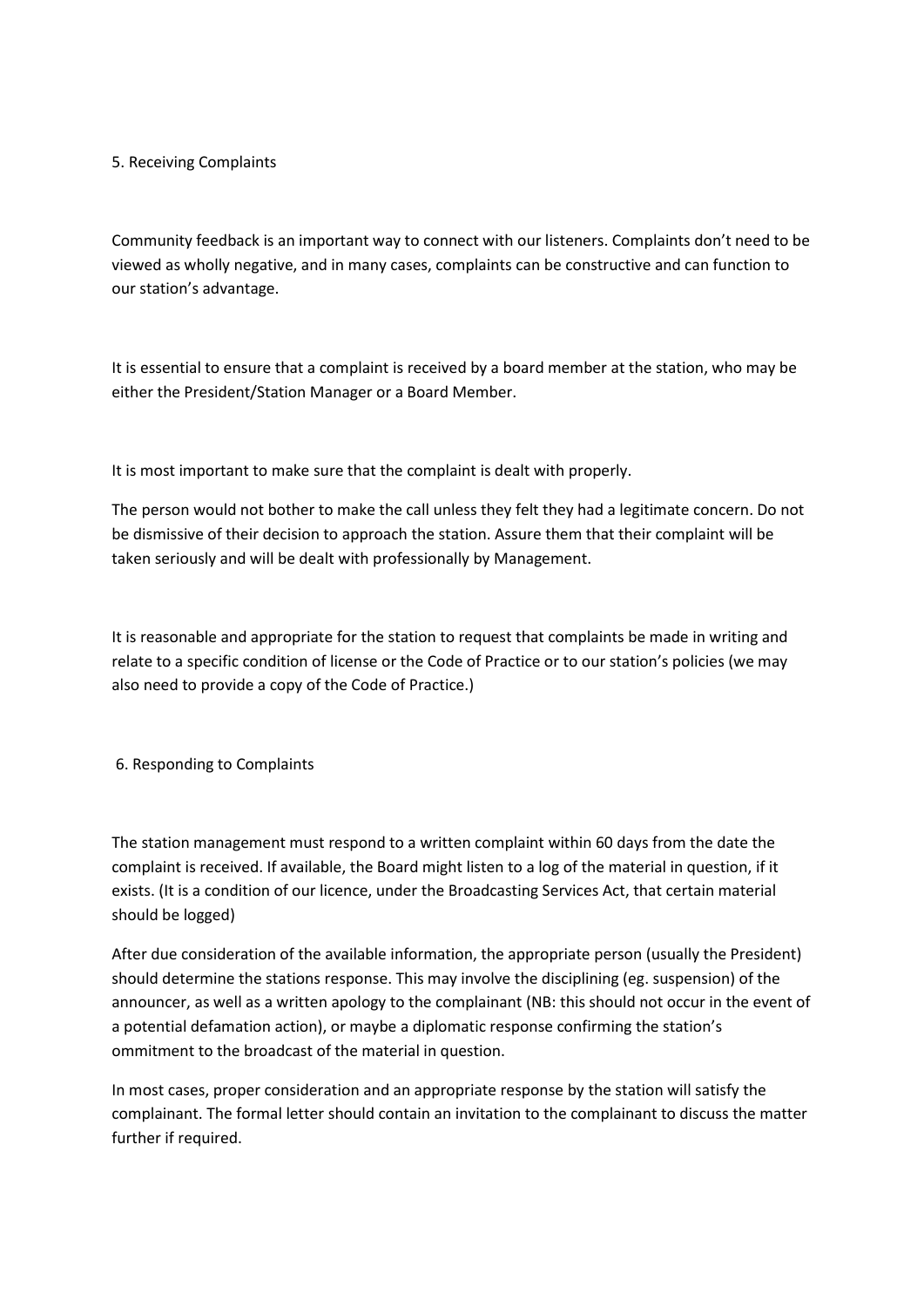## 5. Receiving Complaints

Community feedback is an important way to connect with our listeners. Complaints don't need to be viewed as wholly negative, and in many cases, complaints can be constructive and can function to our station's advantage.

It is essential to ensure that a complaint is received by a board member at the station, who may be either the President/Station Manager or a Board Member.

It is most important to make sure that the complaint is dealt with properly.

The person would not bother to make the call unless they felt they had a legitimate concern. Do not be dismissive of their decision to approach the station. Assure them that their complaint will be taken seriously and will be dealt with professionally by Management.

It is reasonable and appropriate for the station to request that complaints be made in writing and relate to a specific condition of license or the Code of Practice or to our station's policies (we may also need to provide a copy of the Code of Practice.)

## 6. Responding to Complaints

The station management must respond to a written complaint within 60 days from the date the complaint is received. If available, the Board might listen to a log of the material in question, if it exists. (It is a condition of our licence, under the Broadcasting Services Act, that certain material should be logged)

After due consideration of the available information, the appropriate person (usually the President) should determine the stations response. This may involve the disciplining (eg. suspension) of the announcer, as well as a written apology to the complainant (NB: this should not occur in the event of a potential defamation action), or maybe a diplomatic response confirming the station's ommitment to the broadcast of the material in question.

In most cases, proper consideration and an appropriate response by the station will satisfy the complainant. The formal letter should contain an invitation to the complainant to discuss the matter further if required.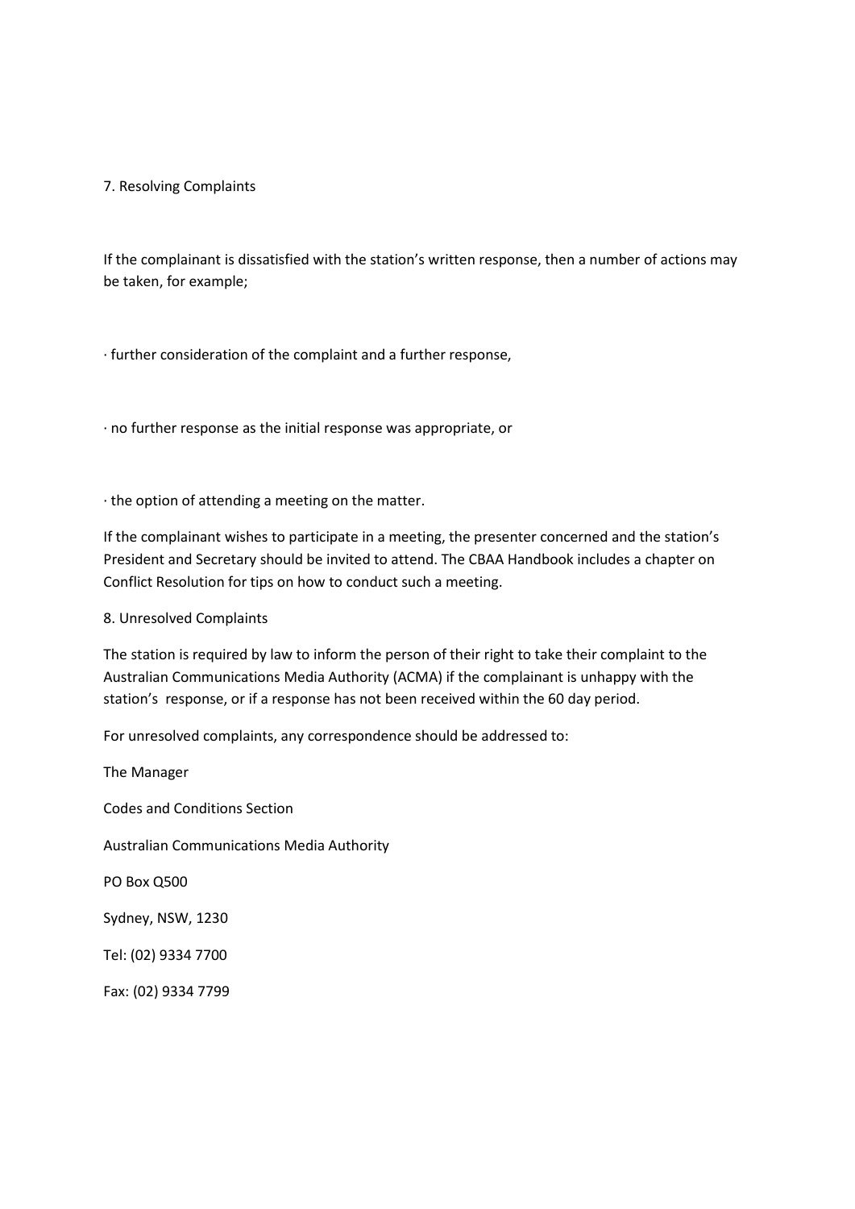## 7. Resolving Complaints

If the complainant is dissatisfied with the station's written response, then a number of actions may be taken, for example;

- further consideration of the complaint and a further response,
- no further response as the initial response was appropriate, or
- the option of attending a meeting on the matter.

If the complainant wishes to participate in a meeting, the presenter concerned and the station's President and Secretary should be invited to attend. The CBAA Handbook includes a chapter on Conflict Resolution for tips on how to conduct such a meeting.

## 8. Unresolved Complaints

The station is required by law to inform the person of their right to take their complaint to the Australian Communications Media Authority (ACMA) if the complainant is unhappy with the station's response, or if a response has not been received within the 60 day period.

For unresolved complaints, any correspondence should be addressed to:

The Manager

Codes and Conditions Section

Australian Communications Media Authority

PO Box Q500

Sydney, NSW, 1230

Tel: (02) 9334 7700

Fax: (02) 9334 7799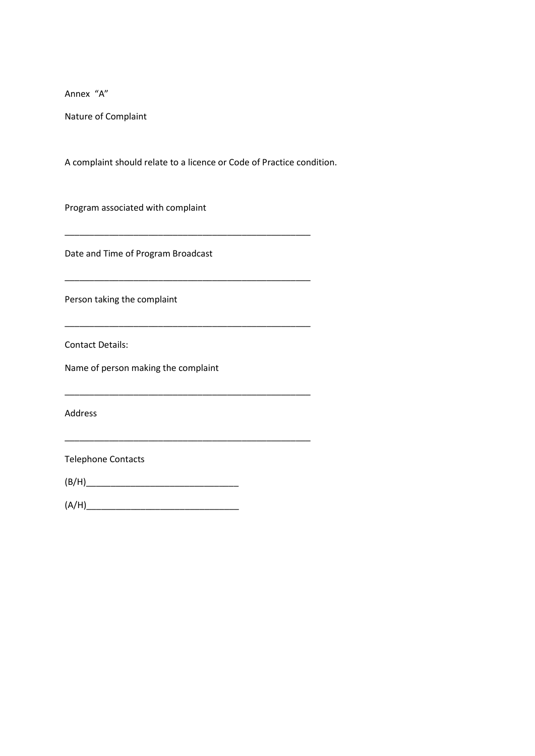Annex "A"

Nature of Complaint

A complaint should relate to a licence or Code of Practice condition.

Program associated with complaint

___________________________________________________

Date and Time of Program Broadcast

___________________________________________________

Person taking the complaint

___________________________________________________

Contact Details:

Name of person making the complaint

___________________________________________________

Address

___________________________________________________

Telephone Contacts

(B/H)________________________________

(A/H)________________________________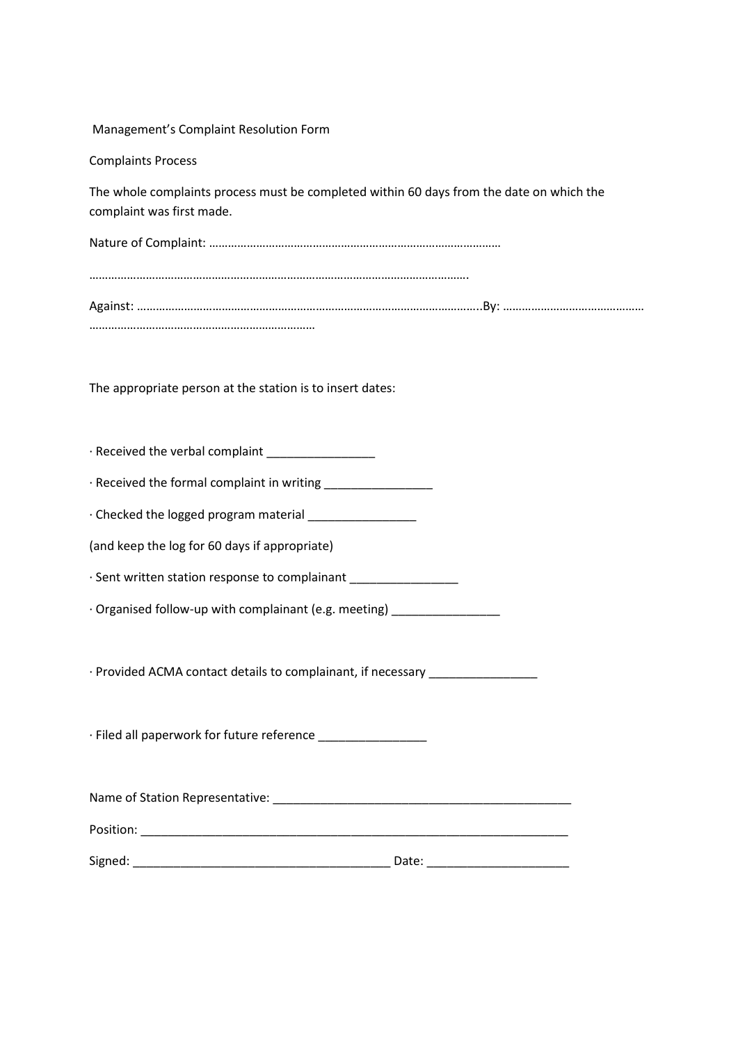Management's Complaint Resolution Form

Complaints Process

The whole complaints process must be completed within 60 days from the date on which the complaint was first made.

Nature of Complaint: ………………………………………………………………………………

………………………………………………………………………………………………………….

Against: ………………………………………………………………………………………………..By: ………………………………………
………………………………………………………………

The appropriate person at the station is to insert dates:

· Received the verbal complaint ________________

· Received the formal complaint in writing ________________

· Checked the logged program material ________________

(and keep the log for 60 days if appropriate)

· Sent written station response to complainant ________________

· Organised follow-up with complainant (e.g. meeting) ________________

· Provided ACMA contact details to complainant, if necessary ________________

· Filed all paperwork for future reference ________________

Name of Station Representative: ______________________________________________

Position: ____________________________________________________________________

Signed: ______________________________________ Date: _____________________